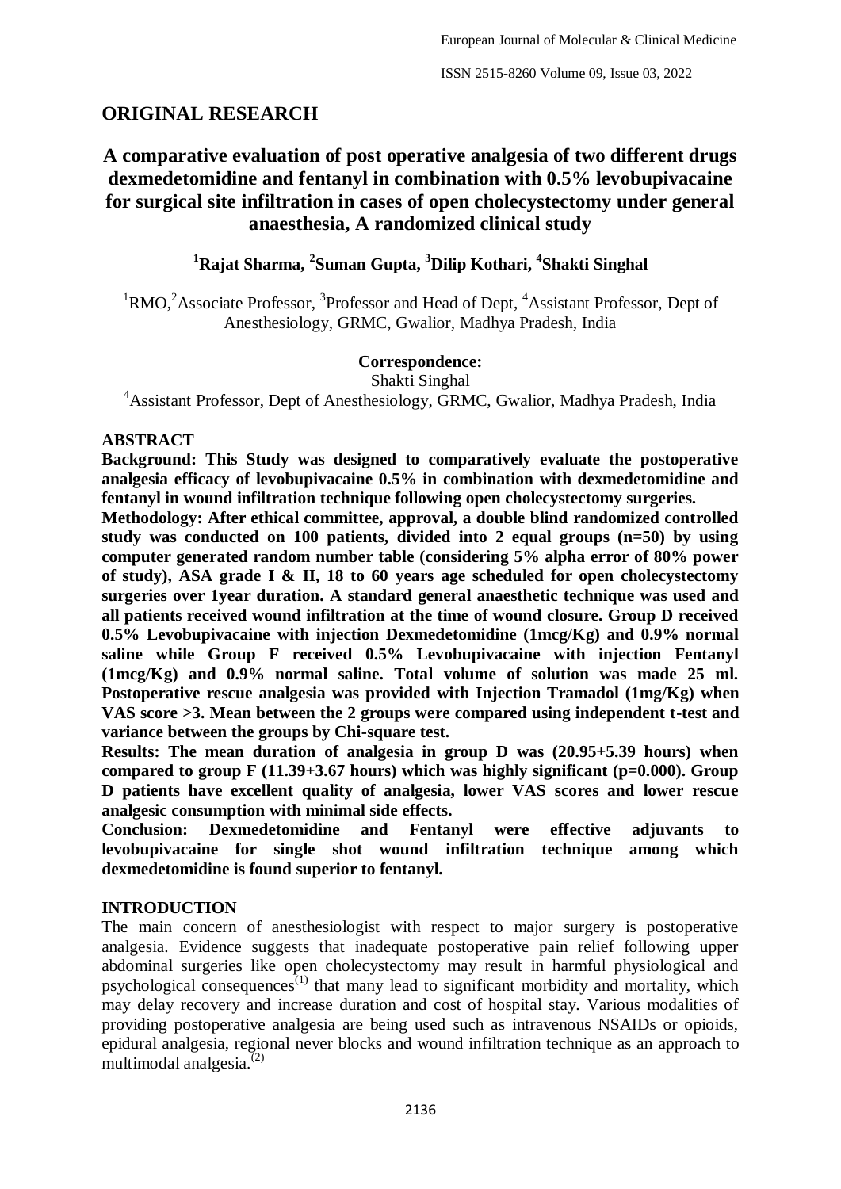## ORIGINAL RESEARCH

# A comparative evaluation of post operative analgesia of two different drugs dexmedetomidine and fentanyl in combination with 0.5% levobupivacaine for surgical site infiltration in cases of open cholecystectomy under general anaesthesia, A randomized clinical study

**[1]Rajat Sharma, [2]Suman Gupta, [3]Dilip Kothari, [4]Shakti Singhal**

[1]RMO, [2]Associate Professor, [3]Professor and Head of Dept, [4]Assistant Professor, Dept of Anesthesiology, GRMC, Gwalior, Madhya Pradesh, India

**Correspondence:**
Shakti Singhal
[4]Assistant Professor, Dept of Anesthesiology, GRMC, Gwalior, Madhya Pradesh, India

## ABSTRACT

**Background: This Study was designed to comparatively evaluate the postoperative analgesia efficacy of levobupivacaine 0.5% in combination with dexmedetomidine and fentanyl in wound infiltration technique following open cholecystectomy surgeries.**

**Methodology: After ethical committee, approval, a double blind randomized controlled study was conducted on 100 patients, divided into 2 equal groups (n=50) by using computer generated random number table (considering 5% alpha error of 80% power of study), ASA grade I & II, 18 to 60 years age scheduled for open cholecystectomy surgeries over 1year duration. A standard general anaesthetic technique was used and all patients received wound infiltration at the time of wound closure. Group D received 0.5% Levobupivacaine with injection Dexmedetomidine (1mcg/Kg) and 0.9% normal saline while Group F received 0.5% Levobupivacaine with injection Fentanyl (1mcg/Kg) and 0.9% normal saline. Total volume of solution was made 25 ml. Postoperative rescue analgesia was provided with Injection Tramadol (1mg/Kg) when VAS score >3. Mean between the 2 groups were compared using independent t-test and variance between the groups by Chi-square test.**

**Results: The mean duration of analgesia in group D was (20.95+5.39 hours) when compared to group F (11.39+3.67 hours) which was highly significant (p=0.000). Group D patients have excellent quality of analgesia, lower VAS scores and lower rescue analgesic consumption with minimal side effects.**

**Conclusion: Dexmedetomidine and Fentanyl were effective adjuvants to levobupivacaine for single shot wound infiltration technique among which dexmedetomidine is found superior to fentanyl.**

## INTRODUCTION

The main concern of anesthesiologist with respect to major surgery is postoperative analgesia. Evidence suggests that inadequate postoperative pain relief following upper abdominal surgeries like open cholecystectomy may result in harmful physiological and psychological consequences[(1)] that many lead to significant morbidity and mortality, which may delay recovery and increase duration and cost of hospital stay. Various modalities of providing postoperative analgesia are being used such as intravenous NSAIDs or opioids, epidural analgesia, regional never blocks and wound infiltration technique as an approach to multimodal analgesia.[(2)]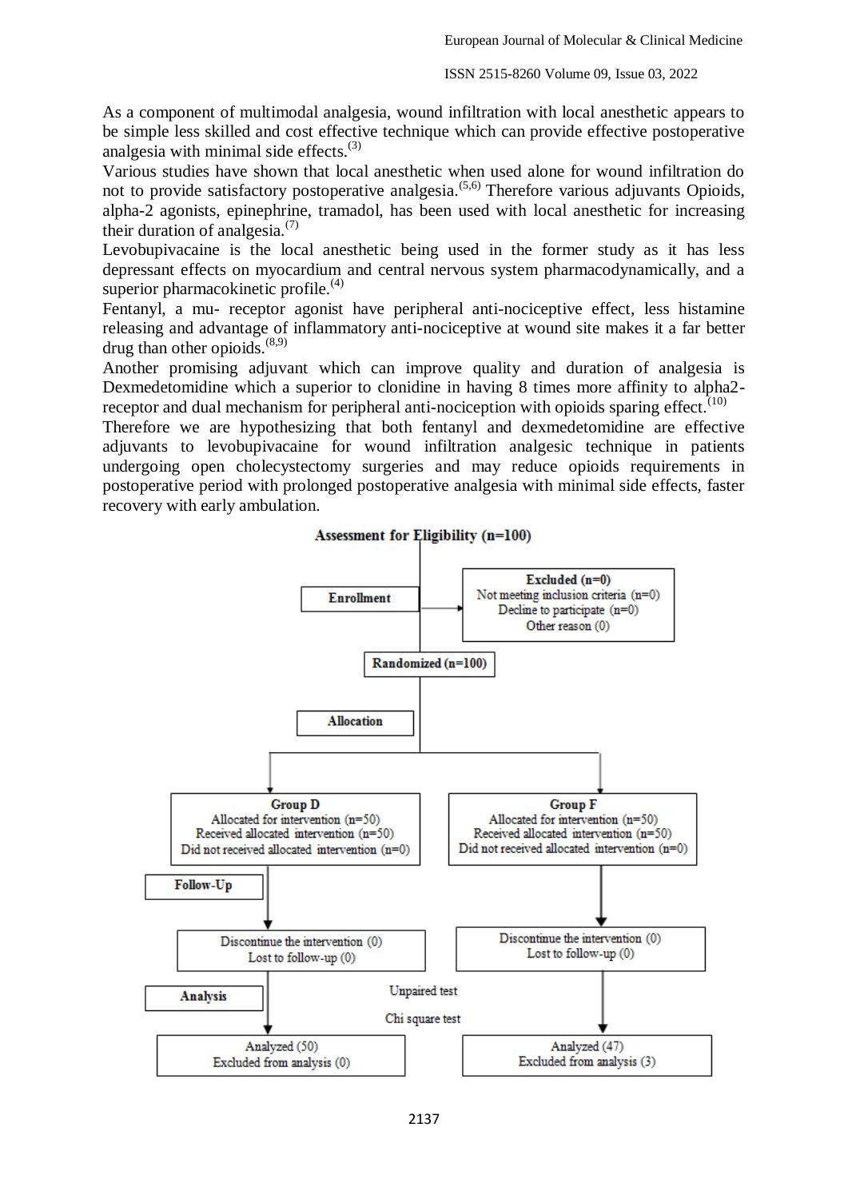As a component of multimodal analgesia, wound infiltration with local anesthetic appears to be simple less skilled and cost effective technique which can provide effective postoperative analgesia with minimal side effects.[3]

Various studies have shown that local anesthetic when used alone for wound infiltration do not to provide satisfactory postoperative analgesia.[5,6] Therefore various adjuvants Opioids, alpha-2 agonists, epinephrine, tramadol, has been used with local anesthetic for increasing their duration of analgesia.[7]

Levobupivacaine is the local anesthetic being used in the former study as it has less depressant effects on myocardium and central nervous system pharmacodynamically, and a superior pharmacokinetic profile.[4]

Fentanyl, a mu- receptor agonist have peripheral anti-nociceptive effect, less histamine releasing and advantage of inflammatory anti-nociceptive at wound site makes it a far better drug than other opioids.[8,9]

Another promising adjuvant which can improve quality and duration of analgesia is Dexmedetomidine which a superior to clonidine in having 8 times more affinity to alpha2-receptor and dual mechanism for peripheral anti-nociception with opioids sparing effect.[10]

Therefore we are hypothesizing that both fentanyl and dexmedetomidine are effective adjuvants to levobupivacaine for wound infiltration analgesic technique in patients undergoing open cholecystectomy surgeries and may reduce opioids requirements in postoperative period with prolonged postoperative analgesia with minimal side effects, faster recovery with early ambulation.

**Assessment for Eligibility (n=100)**

**Enrollment**

**Excluded (n=0)**
Not meeting inclusion criteria (n=0)
Decline to participate (n=0)
Other reason (0)

**Randomized (n=100)**

**Allocation**

| **Group D** | **Group F** |
|---|---|
| Allocated for intervention (n=50) | Allocated for intervention (n=50) |
| Received allocated intervention (n=50) | Received allocated intervention (n=50) |
| Did not received allocated intervention (n=0) | Did not received allocated intervention (n=0) |

**Follow-Up**

| Group D | Group F |
|---|---|
| Discontinue the intervention (0) | Discontinue the intervention (0) |
| Lost to follow-up (0) | Lost to follow-up (0) |

**Analysis**

Unpaired test

Chi square test

| Group D | Group F |
|---|---|
| Analyzed (50) | Analyzed (47) |
| Excluded from analysis (0) | Excluded from analysis (3) |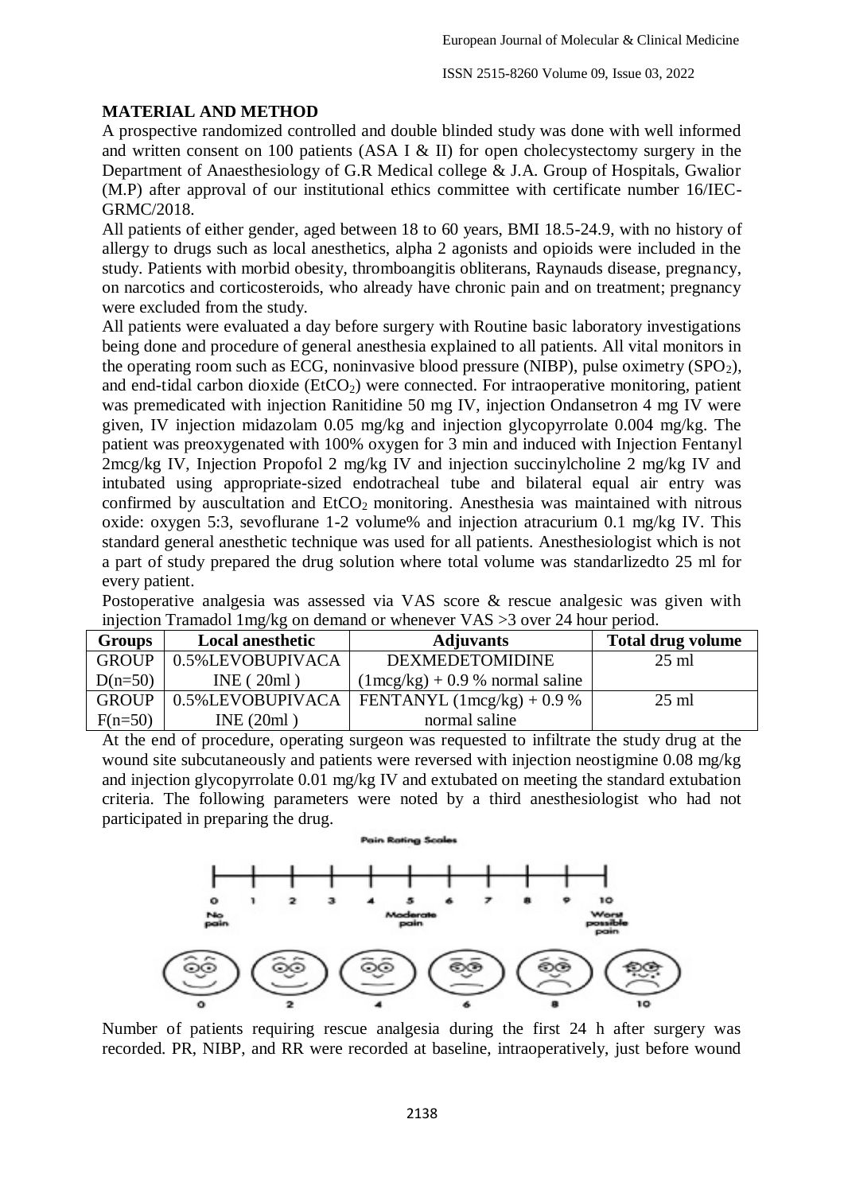## MATERIAL AND METHOD

A prospective randomized controlled and double blinded study was done with well informed and written consent on 100 patients (ASA I & II) for open cholecystectomy surgery in the Department of Anaesthesiology of G.R Medical college & J.A. Group of Hospitals, Gwalior (M.P) after approval of our institutional ethics committee with certificate number 16/IEC-GRMC/2018.

All patients of either gender, aged between 18 to 60 years, BMI 18.5-24.9, with no history of allergy to drugs such as local anesthetics, alpha 2 agonists and opioids were included in the study. Patients with morbid obesity, thromboangitis obliterans, Raynauds disease, pregnancy, on narcotics and corticosteroids, who already have chronic pain and on treatment; pregnancy were excluded from the study.

All patients were evaluated a day before surgery with Routine basic laboratory investigations being done and procedure of general anesthesia explained to all patients. All vital monitors in the operating room such as ECG, noninvasive blood pressure (NIBP), pulse oximetry ($SPO_2$), and end-tidal carbon dioxide ($EtCO_2$) were connected. For intraoperative monitoring, patient was premedicated with injection Ranitidine 50 mg IV, injection Ondansetron 4 mg IV were given, IV injection midazolam 0.05 mg/kg and injection glycopyrrolate 0.004 mg/kg. The patient was preoxygenated with 100% oxygen for 3 min and induced with Injection Fentanyl 2mcg/kg IV, Injection Propofol 2 mg/kg IV and injection succinylcholine 2 mg/kg IV and intubated using appropriate-sized endotracheal tube and bilateral equal air entry was confirmed by auscultation and $EtCO_2$ monitoring. Anesthesia was maintained with nitrous oxide: oxygen 5:3, sevoflurane 1-2 volume% and injection atracurium 0.1 mg/kg IV. This standard general anesthetic technique was used for all patients. Anesthesiologist which is not a part of study prepared the drug solution where total volume was standarlizedto 25 ml for every patient.

Postoperative analgesia was assessed via VAS score & rescue analgesic was given with injection Tramadol 1mg/kg on demand or whenever VAS >3 over 24 hour period.

| Groups | Local anesthetic | Adjuvants | Total drug volume |
|---|---|---|---|
| GROUP D(n=50) | 0.5%LEVOBUPIVACAINE ( 20ml ) | DEXMEDETOMIDINE (1mcg/kg) + 0.9 % normal saline | 25 ml |
| GROUP F(n=50) | 0.5%LEVOBUPIVACAINE (20ml ) | FENTANYL (1mcg/kg) + 0.9 % normal saline | 25 ml |

At the end of procedure, operating surgeon was requested to infiltrate the study drug at the wound site subcutaneously and patients were reversed with injection neostigmine 0.08 mg/kg and injection glycopyrrolate 0.01 mg/kg IV and extubated on meeting the standard extubation criteria. The following parameters were noted by a third anesthesiologist who had not participated in preparing the drug.

Pain Rating Scales

Number of patients requiring rescue analgesia during the first 24 h after surgery was recorded. PR, NIBP, and RR were recorded at baseline, intraoperatively, just before wound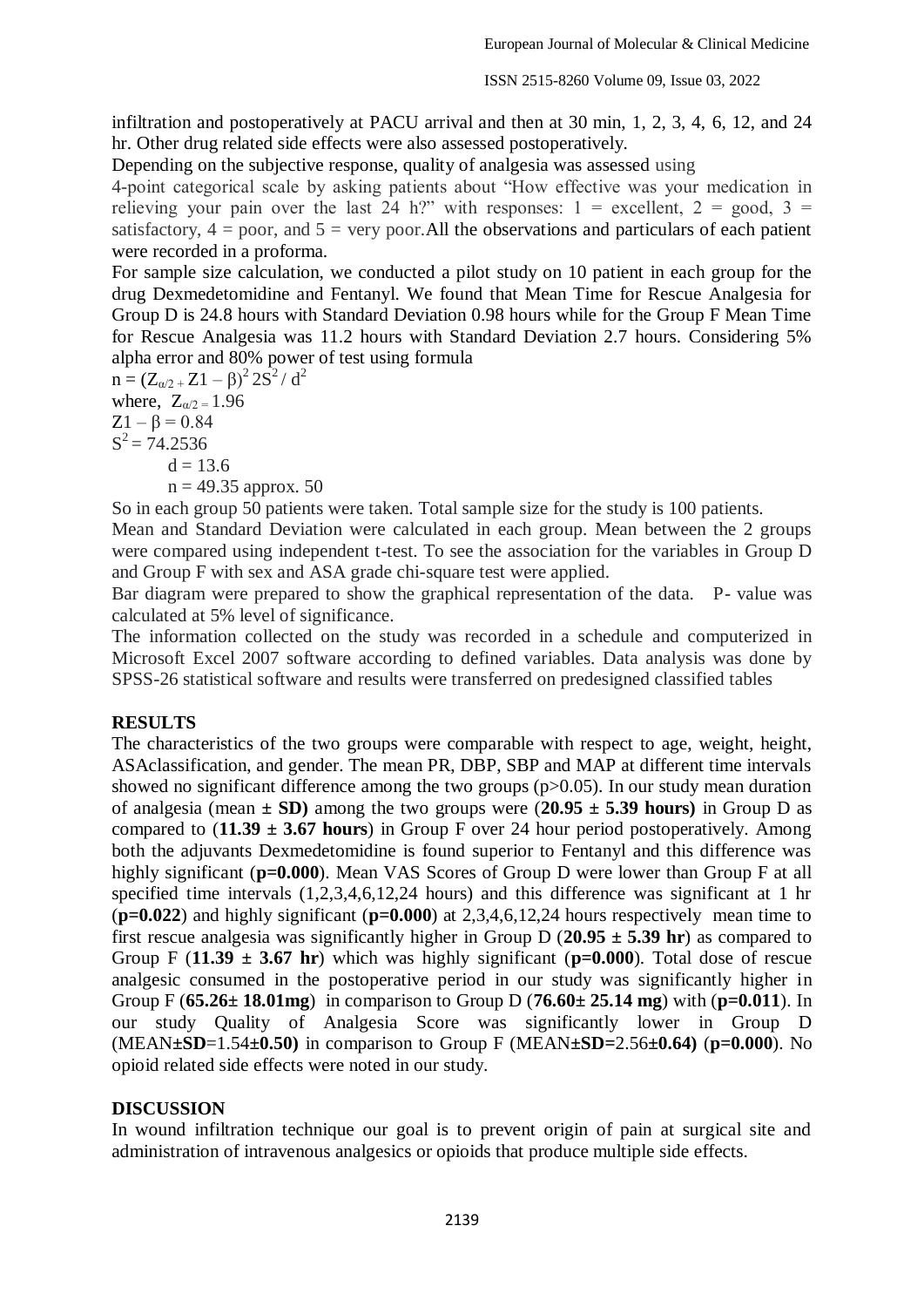infiltration and postoperatively at PACU arrival and then at 30 min, 1, 2, 3, 4, 6, 12, and 24 hr. Other drug related side effects were also assessed postoperatively.

Depending on the subjective response, quality of analgesia was assessed using 4-point categorical scale by asking patients about "How effective was your medication in relieving your pain over the last 24 h?" with responses: 1 = excellent, 2 = good, 3 = satisfactory, 4 = poor, and 5 = very poor.All the observations and particulars of each patient were recorded in a proforma.

For sample size calculation, we conducted a pilot study on 10 patient in each group for the drug Dexmedetomidine and Fentanyl. We found that Mean Time for Rescue Analgesia for Group D is 24.8 hours with Standard Deviation 0.98 hours while for the Group F Mean Time for Rescue Analgesia was 11.2 hours with Standard Deviation 2.7 hours. Considering 5% alpha error and 80% power of test using formula

$n = (Z_{\alpha/2} + Z1 - \beta)^2 \, 2S^2 / d^2$

where, $Z_{\alpha/2} = 1.96$

$Z1 - \beta = 0.84$

$S^2 = 74.2536$

$d = 13.6$

$n = 49.35$ approx. 50

So in each group 50 patients were taken. Total sample size for the study is 100 patients.

Mean and Standard Deviation were calculated in each group. Mean between the 2 groups were compared using independent t-test. To see the association for the variables in Group D and Group F with sex and ASA grade chi-square test were applied.

Bar diagram were prepared to show the graphical representation of the data. P- value was calculated at 5% level of significance.

The information collected on the study was recorded in a schedule and computerized in Microsoft Excel 2007 software according to defined variables. Data analysis was done by SPSS-26 statistical software and results were transferred on predesigned classified tables

## RESULTS

The characteristics of the two groups were comparable with respect to age, weight, height, ASAclassification, and gender. The mean PR, DBP, SBP and MAP at different time intervals showed no significant difference among the two groups ($p>0.05$). In our study mean duration of analgesia (**mean ± SD)** among the two groups were (**20.95 ± 5.39 hours)** in Group D as compared to (**11.39 ± 3.67 hours**) in Group F over 24 hour period postoperatively. Among both the adjuvants Dexmedetomidine is found superior to Fentanyl and this difference was highly significant (**p=0.000**). Mean VAS Scores of Group D were lower than Group F at all specified time intervals (1,2,3,4,6,12,24 hours) and this difference was significant at 1 hr (**p=0.022**) and highly significant (**p=0.000**) at 2,3,4,6,12,24 hours respectively mean time to first rescue analgesia was significantly higher in Group D (**20.95 ± 5.39 hr**) as compared to Group F (**11.39 ± 3.67 hr**) which was highly significant (**p=0.000**). Total dose of rescue analgesic consumed in the postoperative period in our study was significantly higher in Group F (**65.26± 18.01mg**) in comparison to Group D (**76.60± 25.14 mg**) with (**p=0.011**). In our study Quality of Analgesia Score was significantly lower in Group D (MEAN**±SD**=1.54**±0.50)** in comparison to Group F (MEAN**±SD**=2.56**±0.64)** (**p=0.000**). No opioid related side effects were noted in our study.

## DISCUSSION

In wound infiltration technique our goal is to prevent origin of pain at surgical site and administration of intravenous analgesics or opioids that produce multiple side effects.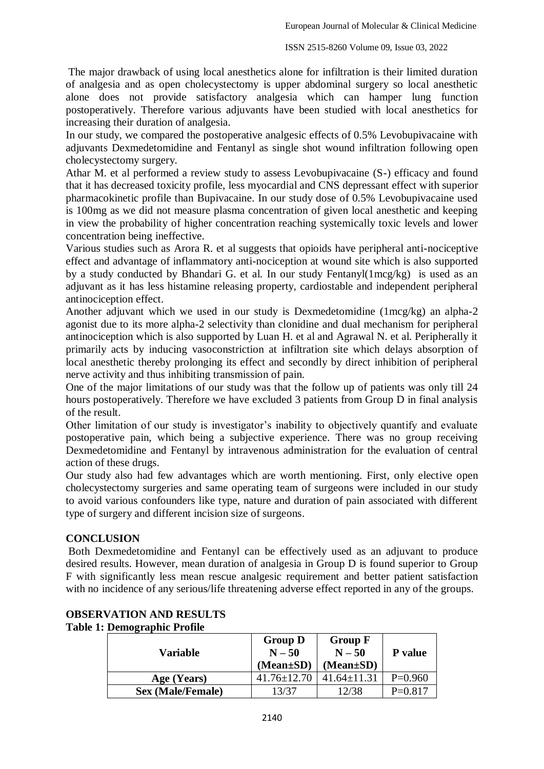The major drawback of using local anesthetics alone for infiltration is their limited duration of analgesia and as open cholecystectomy is upper abdominal surgery so local anesthetic alone does not provide satisfactory analgesia which can hamper lung function postoperatively. Therefore various adjuvants have been studied with local anesthetics for increasing their duration of analgesia.

In our study, we compared the postoperative analgesic effects of 0.5% Levobupivacaine with adjuvants Dexmedetomidine and Fentanyl as single shot wound infiltration following open cholecystectomy surgery.

Athar M. et al performed a review study to assess Levobupivacaine (S-) efficacy and found that it has decreased toxicity profile, less myocardial and CNS depressant effect with superior pharmacokinetic profile than Bupivacaine. In our study dose of 0.5% Levobupivacaine used is 100mg as we did not measure plasma concentration of given local anesthetic and keeping in view the probability of higher concentration reaching systemically toxic levels and lower concentration being ineffective.

Various studies such as Arora R. et al suggests that opioids have peripheral anti-nociceptive effect and advantage of inflammatory anti-nociception at wound site which is also supported by a study conducted by Bhandari G. et al. In our study Fentanyl(1mcg/kg) is used as an adjuvant as it has less histamine releasing property, cardiostable and independent peripheral antinociception effect.

Another adjuvant which we used in our study is Dexmedetomidine (1mcg/kg) an alpha-2 agonist due to its more alpha-2 selectivity than clonidine and dual mechanism for peripheral antinociception which is also supported by Luan H. et al and Agrawal N. et al. Peripherally it primarily acts by inducing vasoconstriction at infiltration site which delays absorption of local anesthetic thereby prolonging its effect and secondly by direct inhibition of peripheral nerve activity and thus inhibiting transmission of pain.

One of the major limitations of our study was that the follow up of patients was only till 24 hours postoperatively. Therefore we have excluded 3 patients from Group D in final analysis of the result.

Other limitation of our study is investigator's inability to objectively quantify and evaluate postoperative pain, which being a subjective experience. There was no group receiving Dexmedetomidine and Fentanyl by intravenous administration for the evaluation of central action of these drugs.

Our study also had few advantages which are worth mentioning. First, only elective open cholecystectomy surgeries and same operating team of surgeons were included in our study to avoid various confounders like type, nature and duration of pain associated with different type of surgery and different incision size of surgeons.

## CONCLUSION

Both Dexmedetomidine and Fentanyl can be effectively used as an adjuvant to produce desired results. However, mean duration of analgesia in Group D is found superior to Group F with significantly less mean rescue analgesic requirement and better patient satisfaction with no incidence of any serious/life threatening adverse effect reported in any of the groups.

## OBSERVATION AND RESULTS

**Table 1: Demographic Profile**

| Variable | Group D N – 50 (Mean±SD) | Group F N – 50 (Mean±SD) | P value |
|---|---|---|---|
| **Age (Years)** | 41.76±12.70 | 41.64±11.31 | P=0.960 |
| **Sex (Male/Female)** | 13/37 | 12/38 | P=0.817 |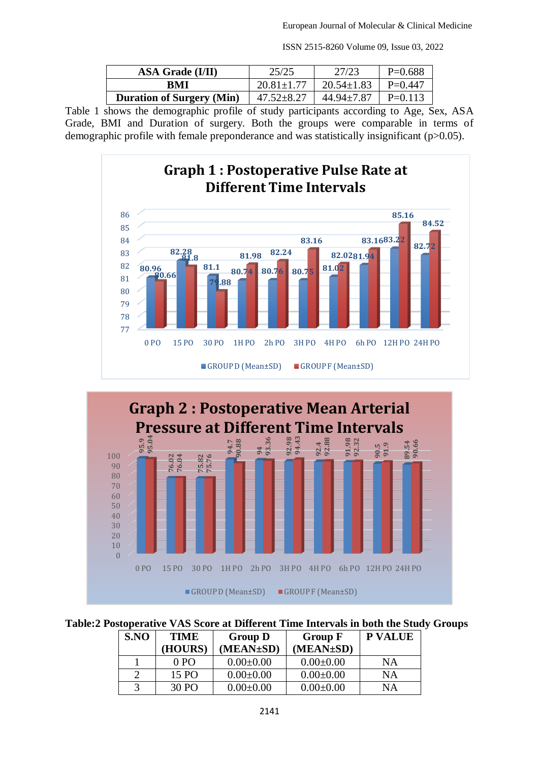| ASA Grade (I/II) | 25/25 | 27/23 | P=0.688 |
|---|---|---|---|
| BMI | 20.81±1.77 | 20.54±1.83 | P=0.447 |
| Duration of Surgery (Min) | 47.52±8.27 | 44.94±7.87 | P=0.113 |

Table 1 shows the demographic profile of study participants according to Age, Sex, ASA Grade, BMI and Duration of surgery. Both the groups were comparable in terms of demographic profile with female preponderance and was statistically insignificant (p>0.05).

**Graph 1 : Postoperative Pulse Rate at Different Time Intervals**

| Time | GROUP D (Mean±SD) | GROUP F (Mean±SD) |
|---|---|---|
| 0 PO | 80.96 | 80.66 |
| 15 PO | 82.28 | 81.8 |
| 30 PO | 81.1 | 79.88 |
| 1H PO | 80.74 | 81.98 |
| 2h PO | 80.76 | 82.24 |
| 3H PO | 80.75 | 83.16 |
| 4H PO | 81.02 | 82.02 |
| 6h PO | 81.94 | 83.16 |
| 12H PO | 83.22 | 85.16 |
| 24H PO | 82.72 | 84.52 |

**Graph 2 : Postoperative Mean Arterial Pressure at Different Time Intervals**

| Time | GROUP D (Mean±SD) | GROUP F (Mean±SD) |
|---|---|---|
| 0 PO | 95.9 | 95.04 |
| 15 PO | 76.02 | 76.04 |
| 30 PO | 75.82 | 75.76 |
| 1H PO | 94.7 | 90.88 |
| 2h PO | 94 | 93.36 |
| 3H PO | 92.98 | 94.43 |
| 4H PO | 92.4 | 92.88 |
| 6h PO | 91.98 | 92.32 |
| 12H PO | 90.5 | 91.9 |
| 24H PO | 89.54 | 90.66 |

**Table:2 Postoperative VAS Score at Different Time Intervals in both the Study Groups**

| S.NO | TIME (HOURS) | Group D (MEAN±SD) | Group F (MEAN±SD) | P VALUE |
|---|---|---|---|---|
| 1 | 0 PO | 0.00±0.00 | 0.00±0.00 | NA |
| 2 | 15 PO | 0.00±0.00 | 0.00±0.00 | NA |
| 3 | 30 PO | 0.00±0.00 | 0.00±0.00 | NA |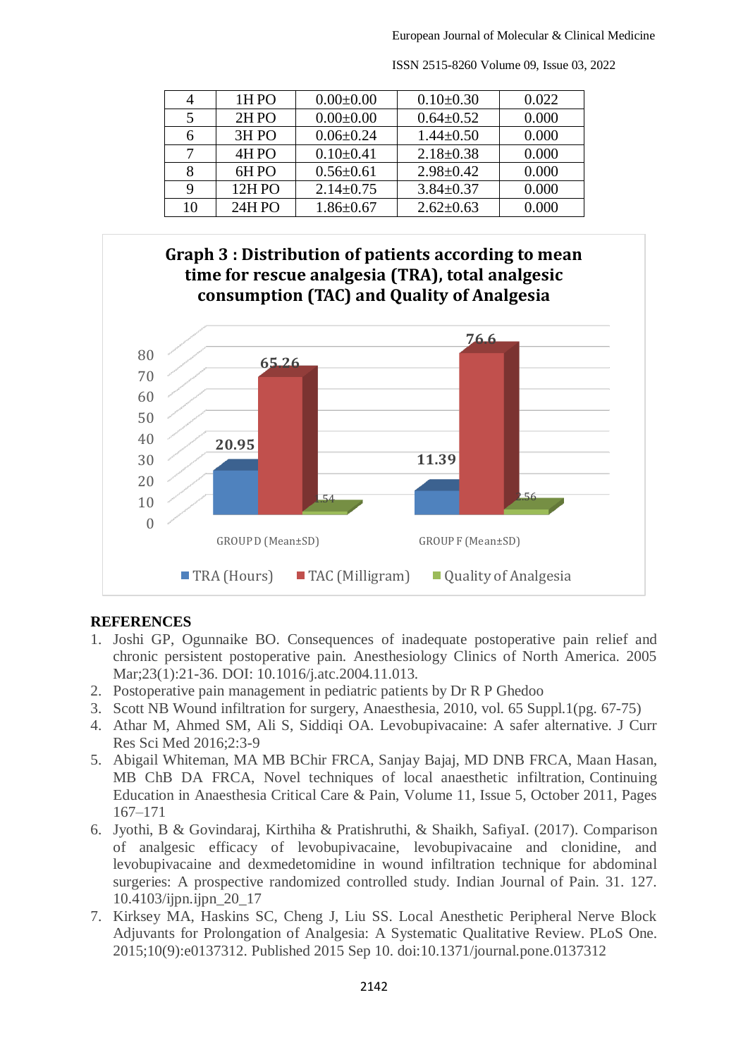| 4 | 1H PO | 0.00±0.00 | 0.10±0.30 | 0.022 |
|---|---|---|---|---|
| 5 | 2H PO | 0.00±0.00 | 0.64±0.52 | 0.000 |
| 6 | 3H PO | 0.06±0.24 | 1.44±0.50 | 0.000 |
| 7 | 4H PO | 0.10±0.41 | 2.18±0.38 | 0.000 |
| 8 | 6H PO | 0.56±0.61 | 2.98±0.42 | 0.000 |
| 9 | 12H PO | 2.14±0.75 | 3.84±0.37 | 0.000 |
| 10 | 24H PO | 1.86±0.67 | 2.62±0.63 | 0.000 |

**Graph 3 : Distribution of patients according to mean time for rescue analgesia (TRA), total analgesic consumption (TAC) and Quality of Analgesia**

| | TRA (Hours) | TAC (Milligram) | Quality of Analgesia |
|---|---|---|---|
| GROUP D (Mean±SD) | 20.95 | 65.26 | 1.54 |
| GROUP F (Mean±SD) | 11.39 | 76.6 | 2.56 |

## REFERENCES

1. Joshi GP, Ogunnaike BO. Consequences of inadequate postoperative pain relief and chronic persistent postoperative pain. Anesthesiology Clinics of North America. 2005 Mar;23(1):21-36. DOI: 10.1016/j.atc.2004.11.013.
2. Postoperative pain management in pediatric patients by Dr R P Ghedoo
3. Scott NB Wound infiltration for surgery, Anaesthesia, 2010, vol. 65 Suppl.1(pg. 67-75)
4. Athar M, Ahmed SM, Ali S, Siddiqi OA. Levobupivacaine: A safer alternative. J Curr Res Sci Med 2016;2:3-9
5. Abigail Whiteman, MA MB BChir FRCA, Sanjay Bajaj, MD DNB FRCA, Maan Hasan, MB ChB DA FRCA, Novel techniques of local anaesthetic infiltration, Continuing Education in Anaesthesia Critical Care & Pain, Volume 11, Issue 5, October 2011, Pages 167–171
6. Jyothi, B & Govindaraj, Kirthiha & Pratishruthi, & Shaikh, SafiyaI. (2017). Comparison of analgesic efficacy of levobupivacaine, levobupivacaine and clonidine, and levobupivacaine and dexmedetomidine in wound infiltration technique for abdominal surgeries: A prospective randomized controlled study. Indian Journal of Pain. 31. 127. 10.4103/ijpn.ijpn_20_17
7. Kirksey MA, Haskins SC, Cheng J, Liu SS. Local Anesthetic Peripheral Nerve Block Adjuvants for Prolongation of Analgesia: A Systematic Qualitative Review. PLoS One. 2015;10(9):e0137312. Published 2015 Sep 10. doi:10.1371/journal.pone.0137312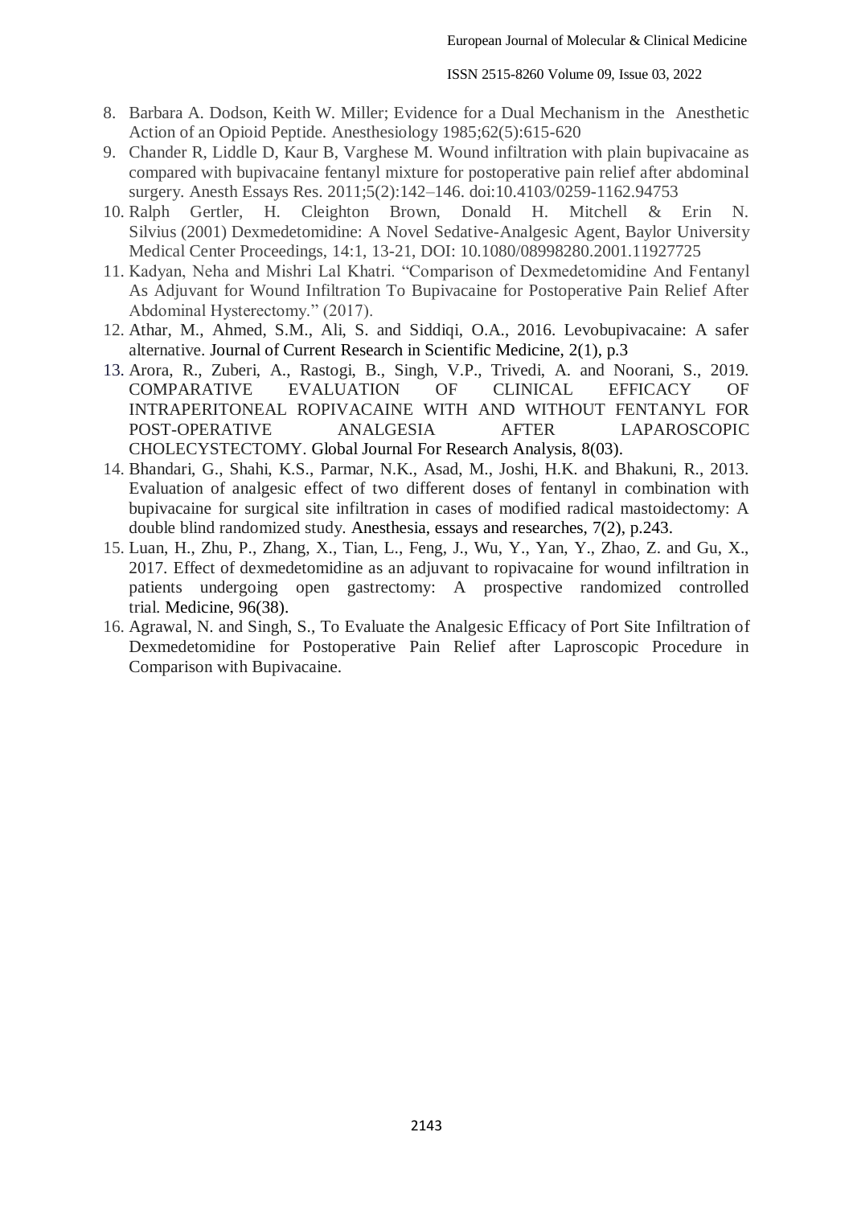8. Barbara A. Dodson, Keith W. Miller; Evidence for a Dual Mechanism in the Anesthetic Action of an Opioid Peptide. Anesthesiology 1985;62(5):615-620
9. Chander R, Liddle D, Kaur B, Varghese M. Wound infiltration with plain bupivacaine as compared with bupivacaine fentanyl mixture for postoperative pain relief after abdominal surgery. Anesth Essays Res. 2011;5(2):142–146. doi:10.4103/0259-1162.94753
10. Ralph Gertler, H. Cleighton Brown, Donald H. Mitchell & Erin N. Silvius (2001) Dexmedetomidine: A Novel Sedative-Analgesic Agent, Baylor University Medical Center Proceedings, 14:1, 13-21, DOI: 10.1080/08998280.2001.11927725
11. Kadyan, Neha and Mishri Lal Khatri. "Comparison of Dexmedetomidine And Fentanyl As Adjuvant for Wound Infiltration To Bupivacaine for Postoperative Pain Relief After Abdominal Hysterectomy." (2017).
12. Athar, M., Ahmed, S.M., Ali, S. and Siddiqi, O.A., 2016. Levobupivacaine: A safer alternative. Journal of Current Research in Scientific Medicine, 2(1), p.3
13. Arora, R., Zuberi, A., Rastogi, B., Singh, V.P., Trivedi, A. and Noorani, S., 2019. COMPARATIVE EVALUATION OF CLINICAL EFFICACY OF INTRAPERITONEAL ROPIVACAINE WITH AND WITHOUT FENTANYL FOR POST-OPERATIVE ANALGESIA AFTER LAPAROSCOPIC CHOLECYSTECTOMY. Global Journal For Research Analysis, 8(03).
14. Bhandari, G., Shahi, K.S., Parmar, N.K., Asad, M., Joshi, H.K. and Bhakuni, R., 2013. Evaluation of analgesic effect of two different doses of fentanyl in combination with bupivacaine for surgical site infiltration in cases of modified radical mastoidectomy: A double blind randomized study. Anesthesia, essays and researches, 7(2), p.243.
15. Luan, H., Zhu, P., Zhang, X., Tian, L., Feng, J., Wu, Y., Yan, Y., Zhao, Z. and Gu, X., 2017. Effect of dexmedetomidine as an adjuvant to ropivacaine for wound infiltration in patients undergoing open gastrectomy: A prospective randomized controlled trial. Medicine, 96(38).
16. Agrawal, N. and Singh, S., To Evaluate the Analgesic Efficacy of Port Site Infiltration of Dexmedetomidine for Postoperative Pain Relief after Laproscopic Procedure in Comparison with Bupivacaine.